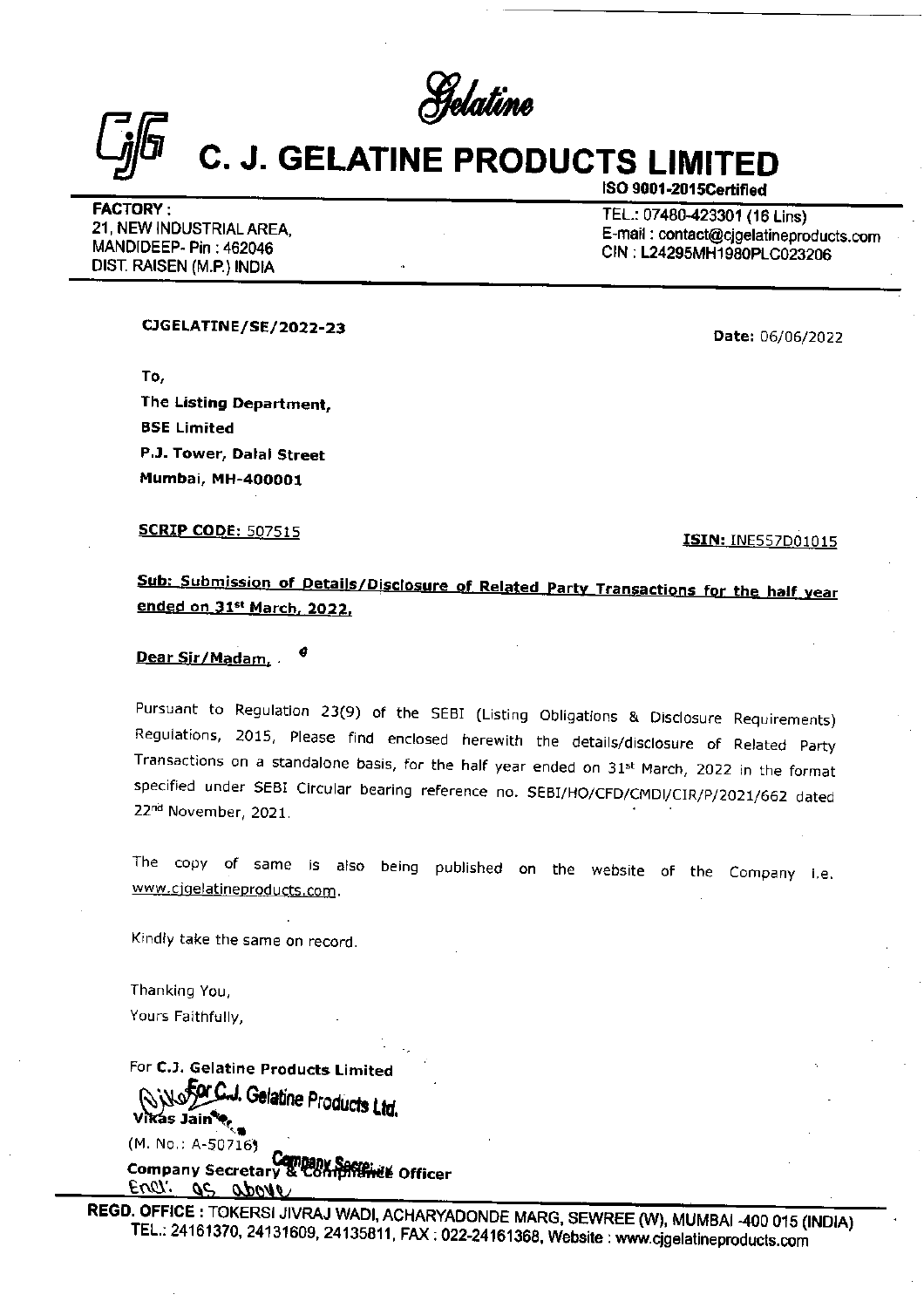*Gelatine*

# C. J. GELATINE PRODUCTS LIMITED

ISO 9001-2015Certified

**FACTORY :**
21, NEW INDUSTRIAL AREA,
MANDIDEEP- Pin : 462046
DIST. RAISEN (M.P.) INDIA

TEL.: 07480-423301 (16 Lins)
E-mail : contact@cjgelatineproducts.com
CIN : L24295MH1980PLC023206

**CJGELATINE/SE/2022-23**

**Date:** 06/06/2022

To,
**The Listing Department,**
**BSE Limited**
**P.J. Tower, Dalal Street**
**Mumbai, MH-400001**

**SCRIP CODE:** 507515

**ISIN:** INE557D01015

**Sub: Submission of Details/Disclosure of Related Party Transactions for the half year ended on 31st March, 2022.**

**Dear Sir/Madam,**

Pursuant to Regulation 23(9) of the SEBI (Listing Obligations & Disclosure Requirements) Regulations, 2015, Please find enclosed herewith the details/disclosure of Related Party Transactions on a standalone basis, for the half year ended on 31st March, 2022 in the format specified under SEBI Circular bearing reference no. SEBI/HO/CFD/CMDI/CIR/P/2021/662 dated 22nd November, 2021.

The copy of same is also being published on the website of the Company i.e. www.cjgelatineproducts.com.

Kindly take the same on record.

Thanking You,
Yours Faithfully,

For **C.J. Gelatine Products Limited**
For C.J. Gelatine Products Ltd.
**Vikas Jain**
(M. No.: A-50716)
**Company Secretary & Compliance Officer**
Encl: as above

**REGD. OFFICE :** TOKERSI JIVRAJ WADI, ACHARYADONDE MARG, SEWREE (W), MUMBAI -400 015 (INDIA)
TEL.: 24161370, 24131609, 24135811, FAX : 022-24161368, Website : www.cjgelatineproducts.com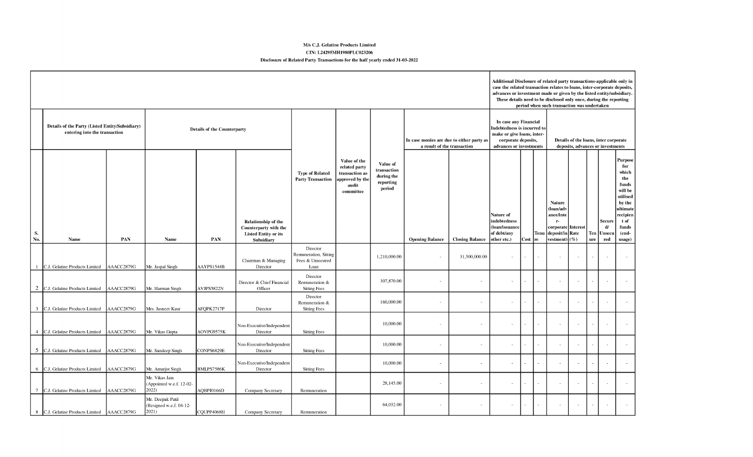M/s C.J. Gelatine Products Limited

CIN: L24295MH1980PLC023206

Disclosure of Related Party Transactions for the half yearly ended 31-03-2022

| | | | | | | | | | | | | | | | | | | | |
|---|---|---|---|---|---|---|---|---|---|---|---|---|---|---|---|---|---|---|---|
| | | | | | | | | | | | Additional Disclosure of related party transactions-applicable only in case the related transaction relates to loans, inter-corporate deposits, advances or investment made or given by the listed entity/subsidiary. These details need to be disclosed only once, during the reporting period when such transaction was undertaken | | | | | | | | |
| | Details of the Party (Listed Entity/Subsidiary) entering into the transaction | | Details of the Counterparty | | | | | | In case monies are due to either party as a result of the transaction | | In case any Financial Indebtedness is incurred to make or give loans, inter-corporate deposits, advances or investments | | | Details of the loans, inter corporate deposits, advances or investments | | | | | |
| S. No. | Name | PAN | Name | PAN | Relationship of the Counterparty with the Listed Entity or its Subsidiary | Type of Related Party Transaction | Value of the related party transaction as approved by the audit committee | Value of transaction during the reporting period | Opening Balance | Closing Balance | Nature of indebtedness (loan/issuance of debt/any other etc.) | Cost | Tenure | Nature (loan/advance/inter-corporate deposit/investment) | Interest Rate (%) | Tenure | Secured/Unsecured | Purpose for which the funds will be utilised by the ultimate recipient of funds (end-usage) |
| 1 | C.J. Gelatine Products Limited | AAACC2879G | Mr. Jaspal Singh | AAYPS1544B | Chairman & Managing Director | Director Remuneration, Sitting Fees & Unsecured Loan | | 1,210,000.00 | - | 31,500,000.00 | - | - | - | - | - | - | - | - |
| 2 | C.J. Gelatine Products Limited | AAACC2879G | Mr. Harman Singh | AVJPS5822N | Director & Chief Financial Officer | Director Remuneration & Sitting Fees | | 307,870.00 | - | - | - | - | - | - | - | - | - | - |
| 3 | C.J. Gelatine Products Limited | AAACC2879G | Mrs. Jasneet Kaur | AFQPK2717P | Director | Director Remuneration & Sitting Fees | | 160,000.00 | - | - | - | - | - | - | - | - | - | - |
| 4 | C.J. Gelatine Products Limited | AAACC2879G | Mr. Vikas Gupta | AOVPG9575K | Non-Executive/Independent Director | Sitting Fees | | 10,000.00 | - | - | - | - | - | - | - | - | - | - |
| 5 | C.J. Gelatine Products Limited | AAACC2879G | Mr. Sandeep Singh | CONPS6829E | Non-Executive/Independent Director | Sitting Fees | | 10,000.00 | - | - | - | - | - | - | - | - | - | - |
| 6 | C.J. Gelatine Products Limited | AAACC2879G | Mr. Amarjot Singh | BMLPS7586K | Non-Executive/Independent Director | Sitting Fees | | 10,000.00 | - | - | - | - | - | - | - | - | - | - |
| 7 | C.J. Gelatine Products Limited | AAACC2879G | Mr. Vikas Jain (Appointed w.e.f. 12-02-2022) | AQBPJ0166D | Company Secretary | Remuneration | | 28,145.00 | - | - | - | - | - | - | - | - | - | - |
| 8 | C.J. Gelatine Products Limited | AAACC2879G | Mr. Deepak Patil (Resigned w.e.f. 04-12-2021) | CQUPP4068H | Company Secretary | Remuneration | | 64,032.00 | - | - | - | - | - | - | - | - | - | - |